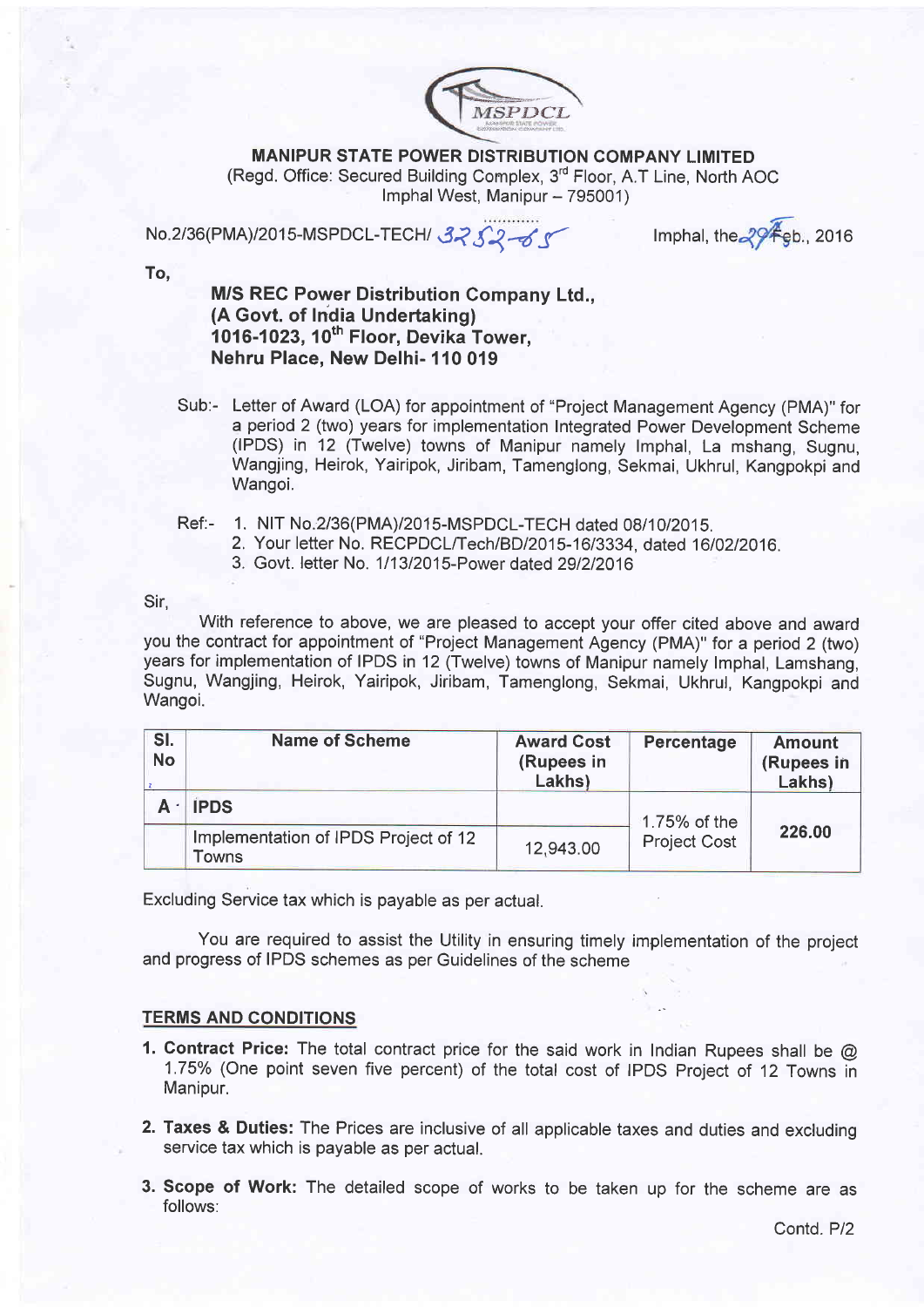MSPDCL

**MANIPUR STATE POWER DISTRIBUTION COMPANY LIMITED**
(Regd. Office: Secured Building Complex, 3rd Floor, A.T Line, North AOC
Imphal West, Manipur – 795001)

No.2/36(PMA)/2015-MSPDCL-TECH/ 3252-65 Imphal, the 29 Feb., 2016

To,

**M/S REC Power Distribution Company Ltd.,**
**(A Govt. of India Undertaking)**
**1016-1023, 10th Floor, Devika Tower,**
**Nehru Place, New Delhi- 110 019**

Sub:- Letter of Award (LOA) for appointment of "Project Management Agency (PMA)" for a period 2 (two) years for implementation Integrated Power Development Scheme (IPDS) in 12 (Twelve) towns of Manipur namely Imphal, La mshang, Sugnu, Wangjing, Heirok, Yairipok, Jiribam, Tamenglong, Sekmai, Ukhrul, Kangpokpi and Wangoi.

Ref:- 1. NIT No.2/36(PMA)/2015-MSPDCL-TECH dated 08/10/2015.
2. Your letter No. RECPDCL/Tech/BD/2015-16/3334, dated 16/02/2016.
3. Govt. letter No. 1/13/2015-Power dated 29/2/2016

Sir,

With reference to above, we are pleased to accept your offer cited above and award you the contract for appointment of "Project Management Agency (PMA)" for a period 2 (two) years for implementation of IPDS in 12 (Twelve) towns of Manipur namely Imphal, Lamshang, Sugnu, Wangjing, Heirok, Yairipok, Jiribam, Tamenglong, Sekmai, Ukhrul, Kangpokpi and Wangoi.

| Sl. No | Name of Scheme | Award Cost (Rupees in Lakhs) | Percentage | Amount (Rupees in Lakhs) |
|---|---|---|---|---|
| A | **IPDS** | | 1.75% of the Project Cost | **226.00** |
| | Implementation of IPDS Project of 12 Towns | 12,943.00 | | |

Excluding Service tax which is payable as per actual.

You are required to assist the Utility in ensuring timely implementation of the project and progress of IPDS schemes as per Guidelines of the scheme

**TERMS AND CONDITIONS**

1. **Contract Price:** The total contract price for the said work in Indian Rupees shall be @ 1.75% (One point seven five percent) of the total cost of IPDS Project of 12 Towns in Manipur.

2. **Taxes & Duties:** The Prices are inclusive of all applicable taxes and duties and excluding service tax which is payable as per actual.

3. **Scope of Work:** The detailed scope of works to be taken up for the scheme are as follows:

Contd. P/2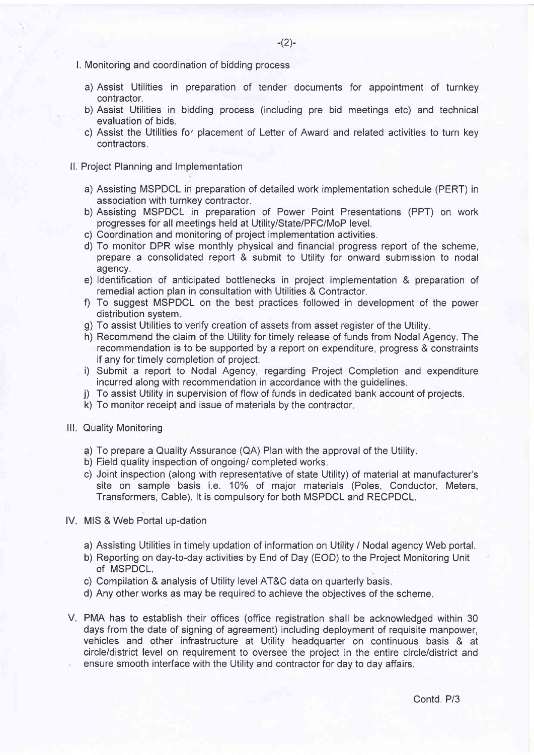I. Monitoring and coordination of bidding process

a) Assist Utilities in preparation of tender documents for appointment of turnkey contractor.
b) Assist Utilities in bidding process (including pre bid meetings etc) and technical evaluation of bids.
c) Assist the Utilities for placement of Letter of Award and related activities to turn key contractors.

II. Project Planning and Implementation

a) Assisting MSPDCL in preparation of detailed work implementation schedule (PERT) in association with turnkey contractor.
b) Assisting MSPDCL in preparation of Power Point Presentations (PPT) on work progresses for all meetings held at Utility/State/PFC/MoP level.
c) Coordination and monitoring of project implementation activities.
d) To monitor DPR wise monthly physical and financial progress report of the scheme, prepare a consolidated report & submit to Utility for onward submission to nodal agency.
e) Identification of anticipated bottlenecks in project implementation & preparation of remedial action plan in consultation with Utilities & Contractor.
f) To suggest MSPDCL on the best practices followed in development of the power distribution system.
g) To assist Utilities to verify creation of assets from asset register of the Utility.
h) Recommend the claim of the Utility for timely release of funds from Nodal Agency. The recommendation is to be supported by a report on expenditure, progress & constraints if any for timely completion of project.
i) Submit a report to Nodal Agency, regarding Project Completion and expenditure incurred along with recommendation in accordance with the guidelines.
j) To assist Utility in supervision of flow of funds in dedicated bank account of projects.
k) To monitor receipt and issue of materials by the contractor.

III. Quality Monitoring

a) To prepare a Quality Assurance (QA) Plan with the approval of the Utility.
b) Field quality inspection of ongoing/ completed works.
c) Joint inspection (along with representative of state Utility) of material at manufacturer's site on sample basis i.e. 10% of major materials (Poles, Conductor, Meters, Transformers, Cable). It is compulsory for both MSPDCL and RECPDCL.

IV. MIS & Web Portal up-dation

a) Assisting Utilities in timely updation of information on Utility / Nodal agency Web portal.
b) Reporting on day-to-day activities by End of Day (EOD) to the Project Monitoring Unit of MSPDCL.
c) Compilation & analysis of Utility level AT&C data on quarterly basis.
d) Any other works as may be required to achieve the objectives of the scheme.

V. PMA has to establish their offices (office registration shall be acknowledged within 30 days from the date of signing of agreement) including deployment of requisite manpower, vehicles and other infrastructure at Utility headquarter on continuous basis & at circle/district level on requirement to oversee the project in the entire circle/district and ensure smooth interface with the Utility and contractor for day to day affairs.

Contd. P/3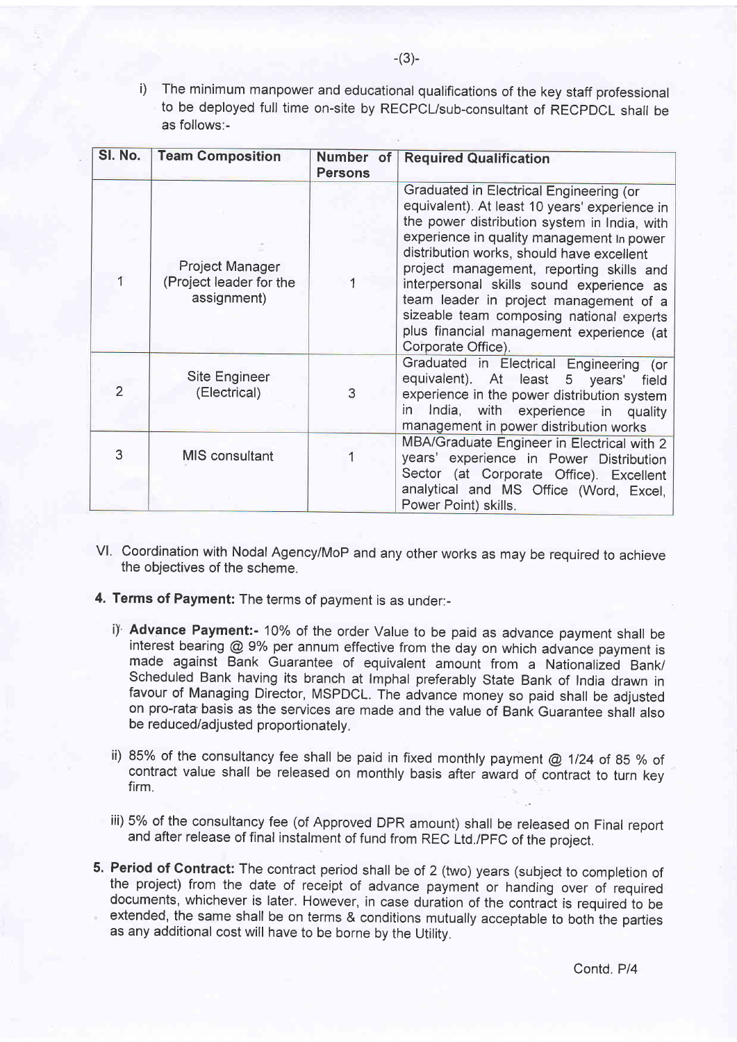i) The minimum manpower and educational qualifications of the key staff professional to be deployed full time on-site by RECPCL/sub-consultant of RECPDCL shall be as follows:-

| Sl. No. | Team Composition | Number of Persons | Required Qualification |
|---|---|---|---|
| 1 | Project Manager (Project leader for the assignment) | 1 | Graduated in Electrical Engineering (or equivalent). At least 10 years' experience in the power distribution system in India, with experience in quality management In power distribution works, should have excellent project management, reporting skills and interpersonal skills sound experience as team leader in project management of a sizeable team composing national experts plus financial management experience (at Corporate Office). |
| 2 | Site Engineer (Electrical) | 3 | Graduated in Electrical Engineering (or equivalent). At least 5 years' field experience in the power distribution system in India, with experience in quality management in power distribution works |
| 3 | MIS consultant | 1 | MBA/Graduate Engineer in Electrical with 2 years' experience in Power Distribution Sector (at Corporate Office). Excellent analytical and MS Office (Word, Excel, Power Point) skills. |

VI. Coordination with Nodal Agency/MoP and any other works as may be required to achieve the objectives of the scheme.

**4. Terms of Payment:** The terms of payment is as under:-

i) **Advance Payment:-** 10% of the order Value to be paid as advance payment shall be interest bearing @ 9% per annum effective from the day on which advance payment is made against Bank Guarantee of equivalent amount from a Nationalized Bank/ Scheduled Bank having its branch at Imphal preferably State Bank of India drawn in favour of Managing Director, MSPDCL. The advance money so paid shall be adjusted on pro-rata basis as the services are made and the value of Bank Guarantee shall also be reduced/adjusted proportionately.

ii) 85% of the consultancy fee shall be paid in fixed monthly payment @ 1/24 of 85 % of contract value shall be released on monthly basis after award of contract to turn key firm.

iii) 5% of the consultancy fee (of Approved DPR amount) shall be released on Final report and after release of final instalment of fund from REC Ltd./PFC of the project.

**5. Period of Contract:** The contract period shall be of 2 (two) years (subject to completion of the project) from the date of receipt of advance payment or handing over of required documents, whichever is later. However, in case duration of the contract is required to be extended, the same shall be on terms & conditions mutually acceptable to both the parties as any additional cost will have to be borne by the Utility.

Contd. P/4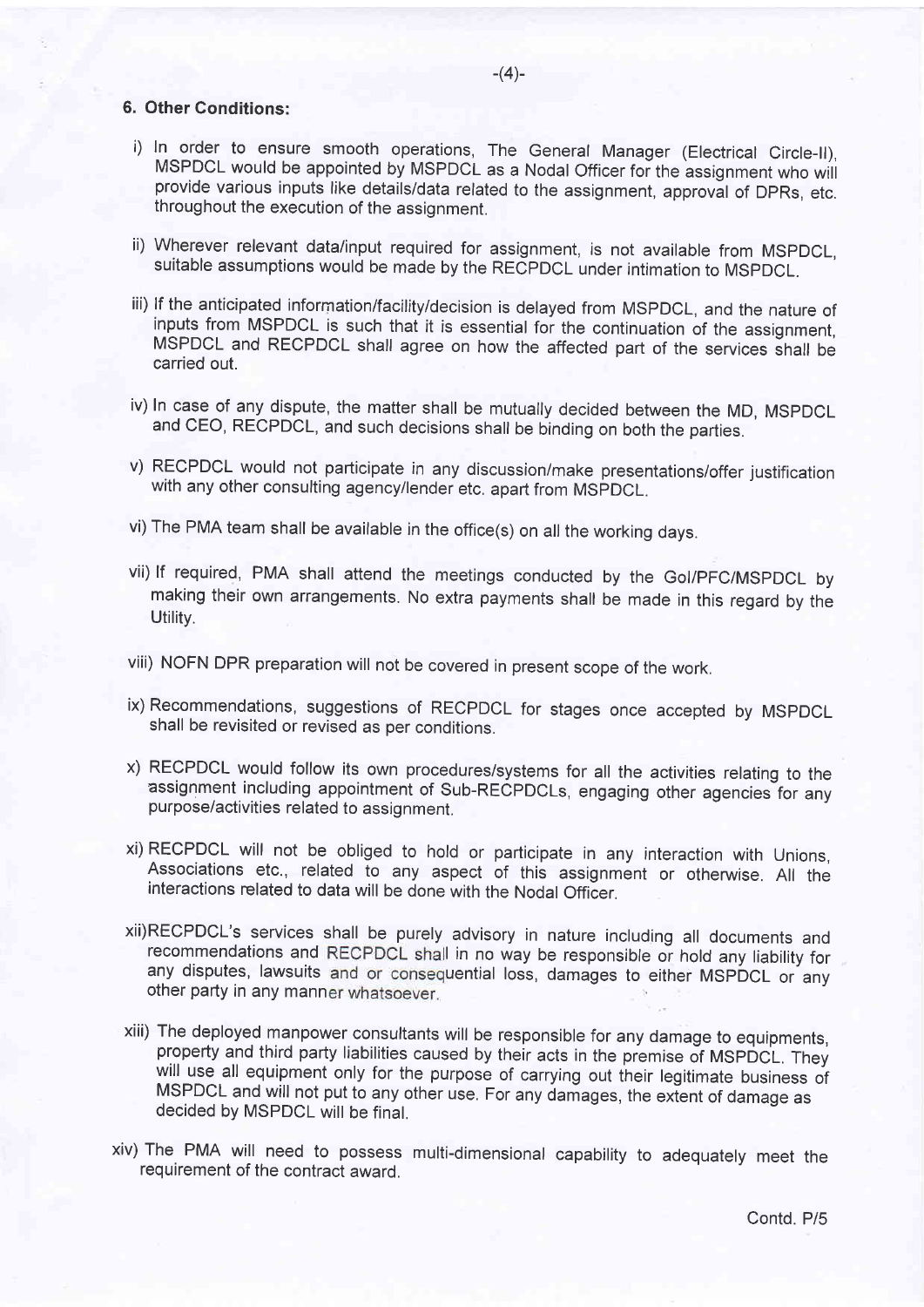## 6. Other Conditions:

i) In order to ensure smooth operations, The General Manager (Electrical Circle-II), MSPDCL would be appointed by MSPDCL as a Nodal Officer for the assignment who will provide various inputs like details/data related to the assignment, approval of DPRs, etc. throughout the execution of the assignment.

ii) Wherever relevant data/input required for assignment, is not available from MSPDCL, suitable assumptions would be made by the RECPDCL under intimation to MSPDCL.

iii) If the anticipated information/facility/decision is delayed from MSPDCL, and the nature of inputs from MSPDCL is such that it is essential for the continuation of the assignment, MSPDCL and RECPDCL shall agree on how the affected part of the services shall be carried out.

iv) In case of any dispute, the matter shall be mutually decided between the MD, MSPDCL and CEO, RECPDCL, and such decisions shall be binding on both the parties.

v) RECPDCL would not participate in any discussion/make presentations/offer justification with any other consulting agency/lender etc. apart from MSPDCL.

vi) The PMA team shall be available in the office(s) on all the working days.

vii) If required, PMA shall attend the meetings conducted by the GoI/PFC/MSPDCL by making their own arrangements. No extra payments shall be made in this regard by the Utility.

viii) NOFN DPR preparation will not be covered in present scope of the work.

ix) Recommendations, suggestions of RECPDCL for stages once accepted by MSPDCL shall be revisited or revised as per conditions.

x) RECPDCL would follow its own procedures/systems for all the activities relating to the assignment including appointment of Sub-RECPDCLs, engaging other agencies for any purpose/activities related to assignment.

xi) RECPDCL will not be obliged to hold or participate in any interaction with Unions, Associations etc., related to any aspect of this assignment or otherwise. All the interactions related to data will be done with the Nodal Officer.

xii) RECPDCL's services shall be purely advisory in nature including all documents and recommendations and RECPDCL shall in no way be responsible or hold any liability for any disputes, lawsuits and or consequential loss, damages to either MSPDCL or any other party in any manner whatsoever.

xiii) The deployed manpower consultants will be responsible for any damage to equipments, property and third party liabilities caused by their acts in the premise of MSPDCL. They will use all equipment only for the purpose of carrying out their legitimate business of MSPDCL and will not put to any other use. For any damages, the extent of damage as decided by MSPDCL will be final.

xiv) The PMA will need to possess multi-dimensional capability to adequately meet the requirement of the contract award.

Contd. P/5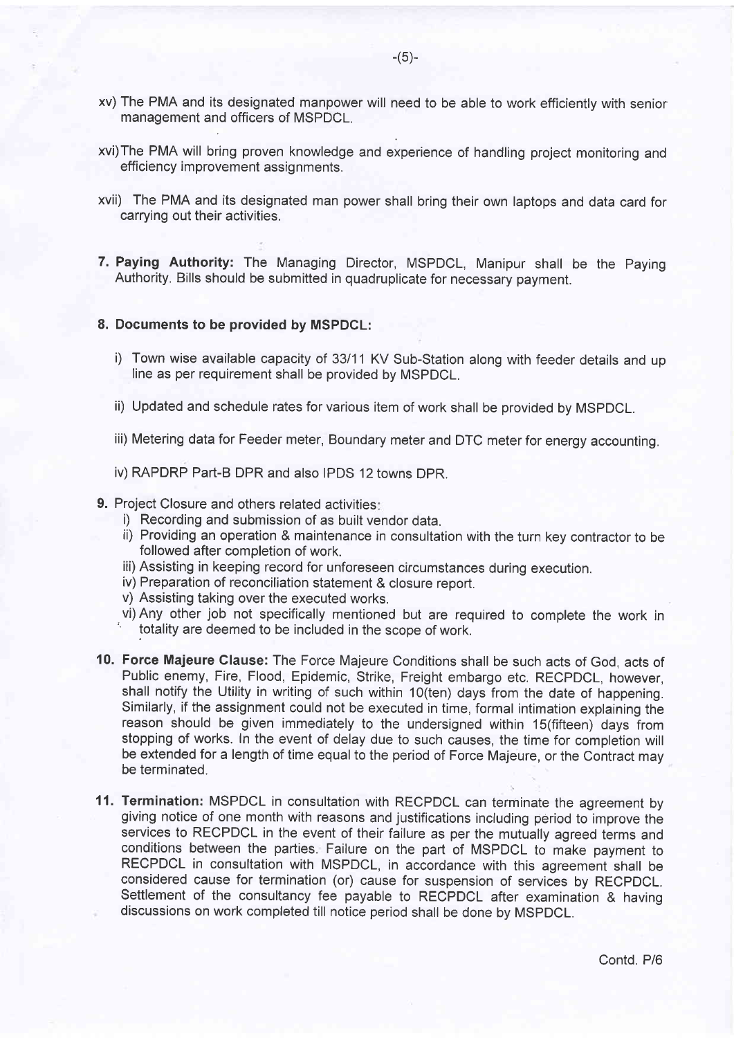xv) The PMA and its designated manpower will need to be able to work efficiently with senior management and officers of MSPDCL.

xvi) The PMA will bring proven knowledge and experience of handling project monitoring and efficiency improvement assignments.

xvii) The PMA and its designated man power shall bring their own laptops and data card for carrying out their activities.

7. **Paying Authority:** The Managing Director, MSPDCL, Manipur shall be the Paying Authority. Bills should be submitted in quadruplicate for necessary payment.

8. **Documents to be provided by MSPDCL:**

   i) Town wise available capacity of 33/11 KV Sub-Station along with feeder details and up line as per requirement shall be provided by MSPDCL.

   ii) Updated and schedule rates for various item of work shall be provided by MSPDCL.

   iii) Metering data for Feeder meter, Boundary meter and DTC meter for energy accounting.

   iv) RAPDRP Part-B DPR and also IPDS 12 towns DPR.

9. Project Closure and others related activities:
   i) Recording and submission of as built vendor data.
   ii) Providing an operation & maintenance in consultation with the turn key contractor to be followed after completion of work.
   iii) Assisting in keeping record for unforeseen circumstances during execution.
   iv) Preparation of reconciliation statement & closure report.
   v) Assisting taking over the executed works.
   vi) Any other job not specifically mentioned but are required to complete the work in totality are deemed to be included in the scope of work.

10. **Force Majeure Clause:** The Force Majeure Conditions shall be such acts of God, acts of Public enemy, Fire, Flood, Epidemic, Strike, Freight embargo etc. RECPDCL, however, shall notify the Utility in writing of such within 10(ten) days from the date of happening. Similarly, if the assignment could not be executed in time, formal intimation explaining the reason should be given immediately to the undersigned within 15(fifteen) days from stopping of works. In the event of delay due to such causes, the time for completion will be extended for a length of time equal to the period of Force Majeure, or the Contract may be terminated.

11. **Termination:** MSPDCL in consultation with RECPDCL can terminate the agreement by giving notice of one month with reasons and justifications including period to improve the services to RECPDCL in the event of their failure as per the mutually agreed terms and conditions between the parties. Failure on the part of MSPDCL to make payment to RECPDCL in consultation with MSPDCL, in accordance with this agreement shall be considered cause for termination (or) cause for suspension of services by RECPDCL. Settlement of the consultancy fee payable to RECPDCL after examination & having discussions on work completed till notice period shall be done by MSPDCL.

Contd. P/6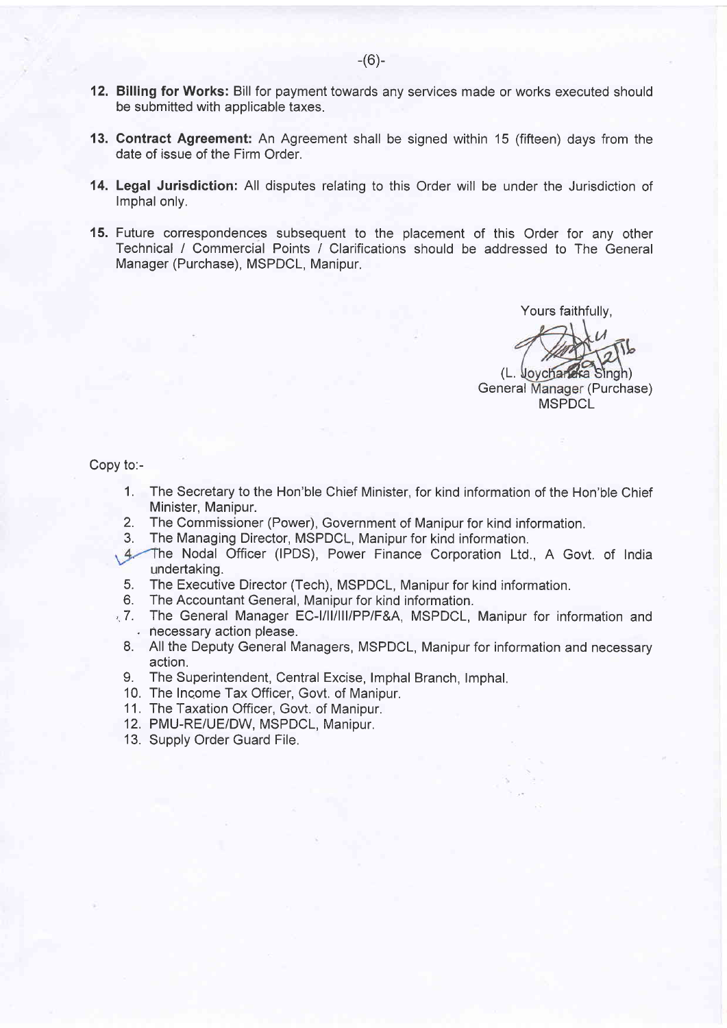12. **Billing for Works:** Bill for payment towards any services made or works executed should be submitted with applicable taxes.

13. **Contract Agreement:** An Agreement shall be signed within 15 (fifteen) days from the date of issue of the Firm Order.

14. **Legal Jurisdiction:** All disputes relating to this Order will be under the Jurisdiction of Imphal only.

15. Future correspondences subsequent to the placement of this Order for any other Technical / Commercial Points / Clarifications should be addressed to The General Manager (Purchase), MSPDCL, Manipur.

Yours faithfully,

(L. Joychandra Singh)
General Manager (Purchase)
MSPDCL

Copy to:-

1. The Secretary to the Hon'ble Chief Minister, for kind information of the Hon'ble Chief Minister, Manipur.
2. The Commissioner (Power), Government of Manipur for kind information.
3. The Managing Director, MSPDCL, Manipur for kind information.
4. The Nodal Officer (IPDS), Power Finance Corporation Ltd., A Govt. of India undertaking.
5. The Executive Director (Tech), MSPDCL, Manipur for kind information.
6. The Accountant General, Manipur for kind information.
7. The General Manager EC-I/II/III/PP/F&A, MSPDCL, Manipur for information and necessary action please.
8. All the Deputy General Managers, MSPDCL, Manipur for information and necessary action.
9. The Superintendent, Central Excise, Imphal Branch, Imphal.
10. The Income Tax Officer, Govt. of Manipur.
11. The Taxation Officer, Govt. of Manipur.
12. PMU-RE/UE/DW, MSPDCL, Manipur.
13. Supply Order Guard File.